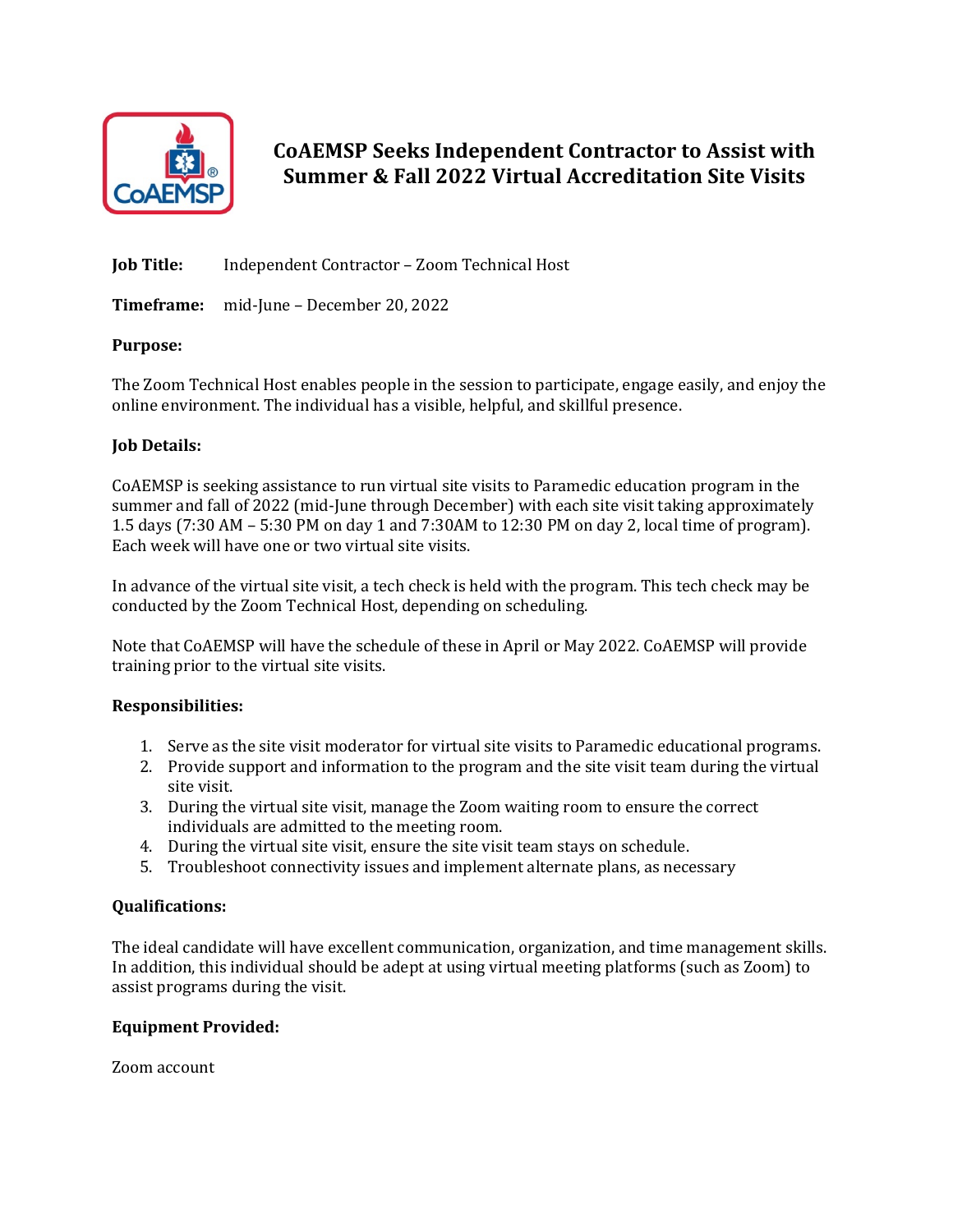# CoAEMSP Seeks Independent Contractor to Assist with Summer & Fall 2022 Virtual Accreditation Site Visits

**Job Title:** Independent Contractor – Zoom Technical Host

**Timeframe:** mid-June – December 20, 2022

**Purpose:**

The Zoom Technical Host enables people in the session to participate, engage easily, and enjoy the online environment. The individual has a visible, helpful, and skillful presence.

**Job Details:**

CoAEMSP is seeking assistance to run virtual site visits to Paramedic education program in the summer and fall of 2022 (mid-June through December) with each site visit taking approximately 1.5 days (7:30 AM – 5:30 PM on day 1 and 7:30AM to 12:30 PM on day 2, local time of program). Each week will have one or two virtual site visits.

In advance of the virtual site visit, a tech check is held with the program. This tech check may be conducted by the Zoom Technical Host, depending on scheduling.

Note that CoAEMSP will have the schedule of these in April or May 2022. CoAEMSP will provide training prior to the virtual site visits.

**Responsibilities:**

1. Serve as the site visit moderator for virtual site visits to Paramedic educational programs.
2. Provide support and information to the program and the site visit team during the virtual site visit.
3. During the virtual site visit, manage the Zoom waiting room to ensure the correct individuals are admitted to the meeting room.
4. During the virtual site visit, ensure the site visit team stays on schedule.
5. Troubleshoot connectivity issues and implement alternate plans, as necessary

**Qualifications:**

The ideal candidate will have excellent communication, organization, and time management skills. In addition, this individual should be adept at using virtual meeting platforms (such as Zoom) to assist programs during the visit.

**Equipment Provided:**

Zoom account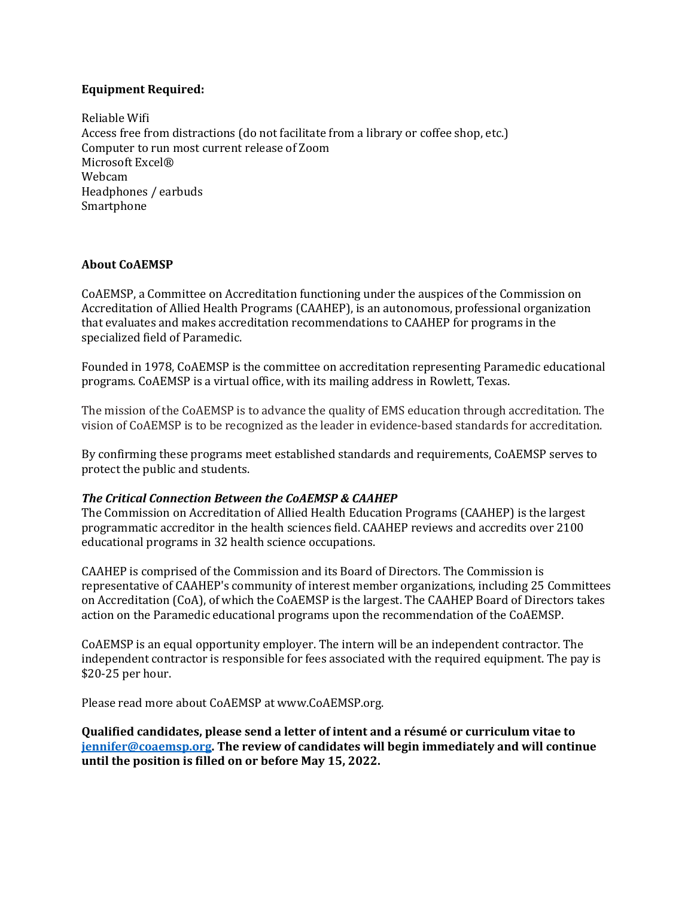**Equipment Required:**

Reliable Wifi
Access free from distractions (do not facilitate from a library or coffee shop, etc.)
Computer to run most current release of Zoom
Microsoft Excel®
Webcam
Headphones / earbuds
Smartphone

**About CoAEMSP**

CoAEMSP, a Committee on Accreditation functioning under the auspices of the Commission on Accreditation of Allied Health Programs (CAAHEP), is an autonomous, professional organization that evaluates and makes accreditation recommendations to CAAHEP for programs in the specialized field of Paramedic.

Founded in 1978, CoAEMSP is the committee on accreditation representing Paramedic educational programs. CoAEMSP is a virtual office, with its mailing address in Rowlett, Texas.

The mission of the CoAEMSP is to advance the quality of EMS education through accreditation. The vision of CoAEMSP is to be recognized as the leader in evidence-based standards for accreditation.

By confirming these programs meet established standards and requirements, CoAEMSP serves to protect the public and students.

***The Critical Connection Between the CoAEMSP & CAAHEP***

The Commission on Accreditation of Allied Health Education Programs (CAAHEP) is the largest programmatic accreditor in the health sciences field. CAAHEP reviews and accredits over 2100 educational programs in 32 health science occupations.

CAAHEP is comprised of the Commission and its Board of Directors. The Commission is representative of CAAHEP's community of interest member organizations, including 25 Committees on Accreditation (CoA), of which the CoAEMSP is the largest. The CAAHEP Board of Directors takes action on the Paramedic educational programs upon the recommendation of the CoAEMSP.

CoAEMSP is an equal opportunity employer. The intern will be an independent contractor. The independent contractor is responsible for fees associated with the required equipment. The pay is $20-25 per hour.

Please read more about CoAEMSP at www.CoAEMSP.org.

**Qualified candidates, please send a letter of intent and a résumé or curriculum vitae to jennifer@coaemsp.org. The review of candidates will begin immediately and will continue until the position is filled on or before May 15, 2022.**